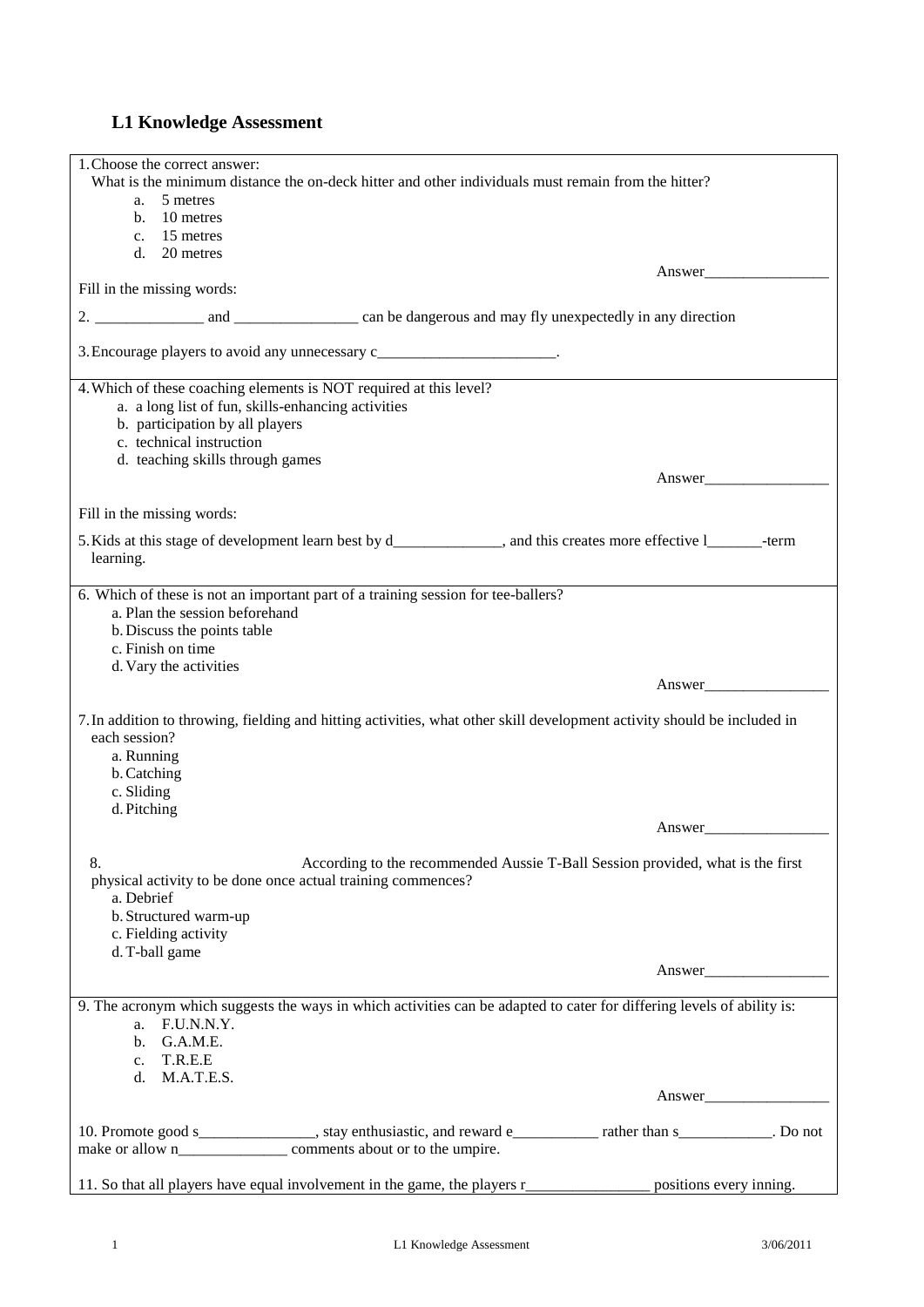## L1 Knowledge Assessment

1. Choose the correct answer:
   What is the minimum distance the on-deck hitter and other individuals must remain from the hitter?
   a. 5 metres
   b. 10 metres
   c. 15 metres
   d. 20 metres

   Answer________________

Fill in the missing words:

2. ______________ and ________________ can be dangerous and may fly unexpectedly in any direction

3. Encourage players to avoid any unnecessary c_______________________.

4. Which of these coaching elements is NOT required at this level?
   a. a long list of fun, skills-enhancing activities
   b. participation by all players
   c. technical instruction
   d. teaching skills through games

   Answer________________

Fill in the missing words:

5. Kids at this stage of development learn best by d______________, and this creates more effective l_______-term learning.

6. Which of these is not an important part of a training session for tee-ballers?
   a. Plan the session beforehand
   b. Discuss the points table
   c. Finish on time
   d. Vary the activities

   Answer________________

7. In addition to throwing, fielding and hitting activities, what other skill development activity should be included in each session?
   a. Running
   b. Catching
   c. Sliding
   d. Pitching

   Answer________________

8. According to the recommended Aussie T-Ball Session provided, what is the first physical activity to be done once actual training commences?
   a. Debrief
   b. Structured warm-up
   c. Fielding activity
   d. T-ball game

   Answer________________

9. The acronym which suggests the ways in which activities can be adapted to cater for differing levels of ability is:
   a. F.U.N.N.Y.
   b. G.A.M.E.
   c. T.R.E.E
   d. M.A.T.E.S.

   Answer________________

10. Promote good s_______________, stay enthusiastic, and reward e___________ rather than s____________. Do not make or allow n______________ comments about or to the umpire.

11. So that all players have equal involvement in the game, the players r________________ positions every inning.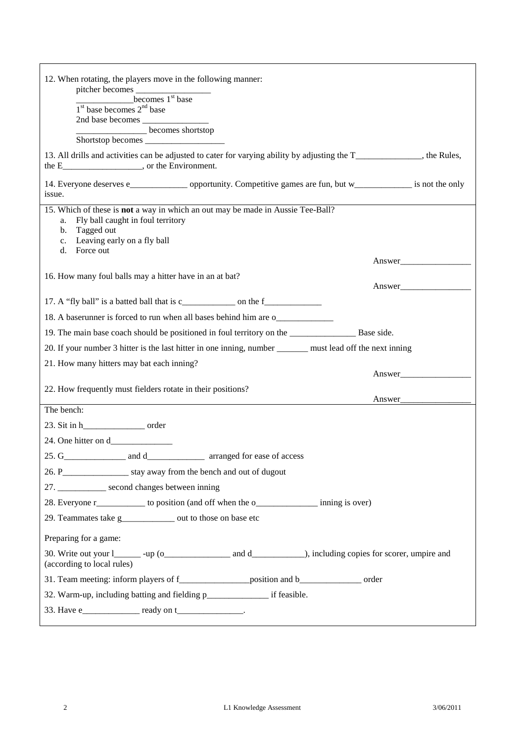12. When rotating, the players move in the following manner:

pitcher becomes _________________

_____________becomes 1st base

1st base becomes 2nd base

2nd base becomes _______________

________________ becomes shortstop

Shortstop becomes __________________

13. All drills and activities can be adjusted to cater for varying ability by adjusting the T_______________, the Rules, the E__________________, or the Environment.

14. Everyone deserves e_____________ opportunity. Competitive games are fun, but w_____________ is not the only issue.

15. Which of these is **not** a way in which an out may be made in Aussie Tee-Ball?

a. Fly ball caught in foul territory
b. Tagged out
c. Leaving early on a fly ball
d. Force out

Answer________________

16. How many foul balls may a hitter have in an at bat?

Answer________________

17. A "fly ball" is a batted ball that is c____________ on the f_____________

18. A baserunner is forced to run when all bases behind him are o_____________

19. The main base coach should be positioned in foul territory on the _______________ Base side.

20. If your number 3 hitter is the last hitter in one inning, number _______ must lead off the next inning

21. How many hitters may bat each inning?

Answer________________

22. How frequently must fielders rotate in their positions?

Answer________________

The bench:

23. Sit in h______________ order

24. One hitter on d______________

25. G______________ and d_____________ arranged for ease of access

26. P_______________ stay away from the bench and out of dugout

27. ___________ second changes between inning

28. Everyone r___________ to position (and off when the o______________ inning is over)

29. Teammates take g____________ out to those on base etc

Preparing for a game:

30. Write out your l______ -up (o_______________ and d____________), including copies for scorer, umpire and (according to local rules)

31. Team meeting: inform players of f________________position and b______________ order

32. Warm-up, including batting and fielding p______________ if feasible.

33. Have e_____________ ready on t_______________.